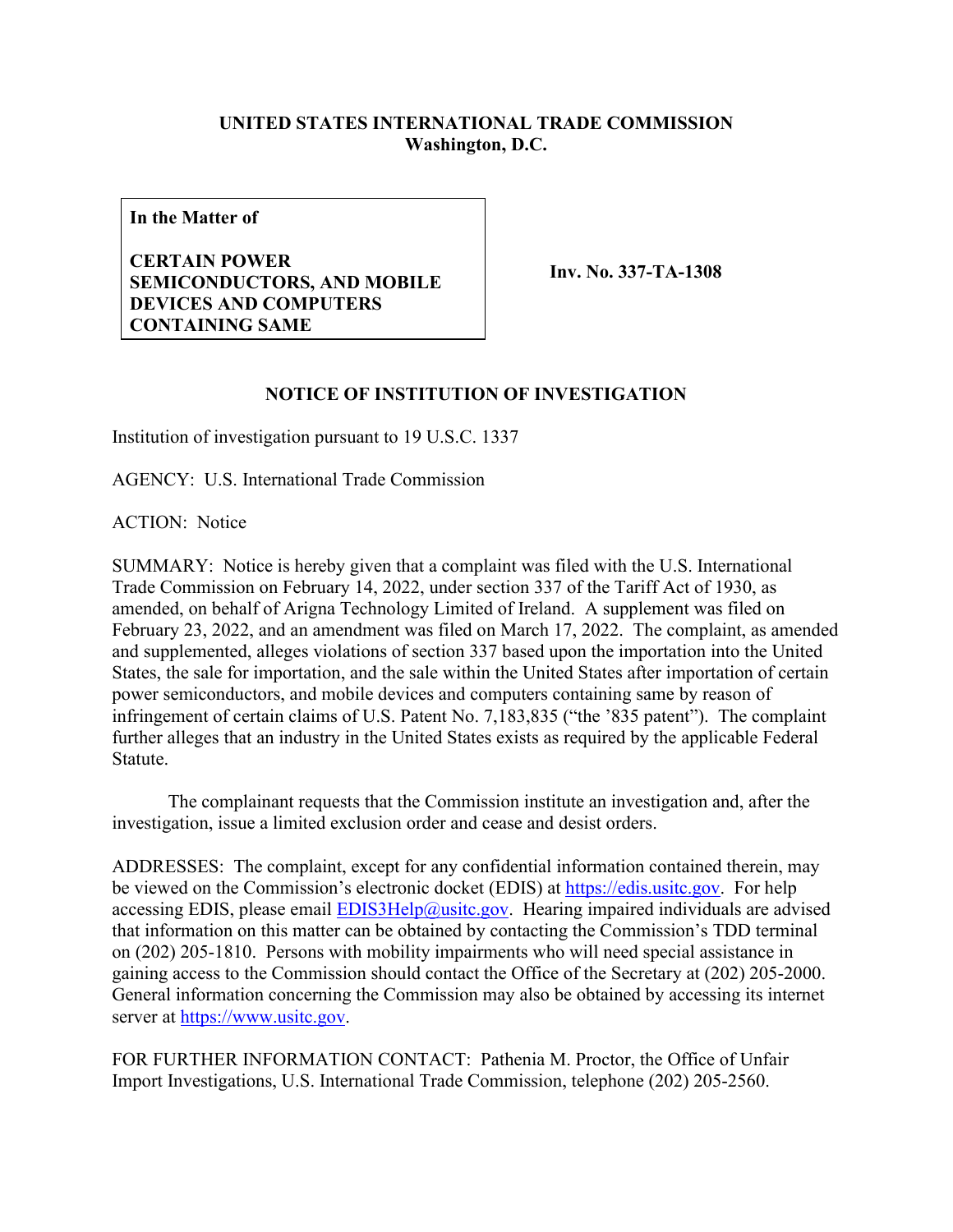**UNITED STATES INTERNATIONAL TRADE COMMISSION**
**Washington, D.C.**

| **In the Matter of**<br><br>**CERTAIN POWER SEMICONDUCTORS, AND MOBILE DEVICES AND COMPUTERS CONTAINING SAME** | **Inv. No. 337-TA-1308** |
|---|---|

## NOTICE OF INSTITUTION OF INVESTIGATION

Institution of investigation pursuant to 19 U.S.C. 1337

AGENCY: U.S. International Trade Commission

ACTION: Notice

SUMMARY: Notice is hereby given that a complaint was filed with the U.S. International Trade Commission on February 14, 2022, under section 337 of the Tariff Act of 1930, as amended, on behalf of Arigna Technology Limited of Ireland. A supplement was filed on February 23, 2022, and an amendment was filed on March 17, 2022. The complaint, as amended and supplemented, alleges violations of section 337 based upon the importation into the United States, the sale for importation, and the sale within the United States after importation of certain power semiconductors, and mobile devices and computers containing same by reason of infringement of certain claims of U.S. Patent No. 7,183,835 ("the '835 patent"). The complaint further alleges that an industry in the United States exists as required by the applicable Federal Statute.

The complainant requests that the Commission institute an investigation and, after the investigation, issue a limited exclusion order and cease and desist orders.

ADDRESSES: The complaint, except for any confidential information contained therein, may be viewed on the Commission's electronic docket (EDIS) at https://edis.usitc.gov. For help accessing EDIS, please email EDIS3Help@usitc.gov. Hearing impaired individuals are advised that information on this matter can be obtained by contacting the Commission's TDD terminal on (202) 205-1810. Persons with mobility impairments who will need special assistance in gaining access to the Commission should contact the Office of the Secretary at (202) 205-2000. General information concerning the Commission may also be obtained by accessing its internet server at https://www.usitc.gov.

FOR FURTHER INFORMATION CONTACT: Pathenia M. Proctor, the Office of Unfair Import Investigations, U.S. International Trade Commission, telephone (202) 205-2560.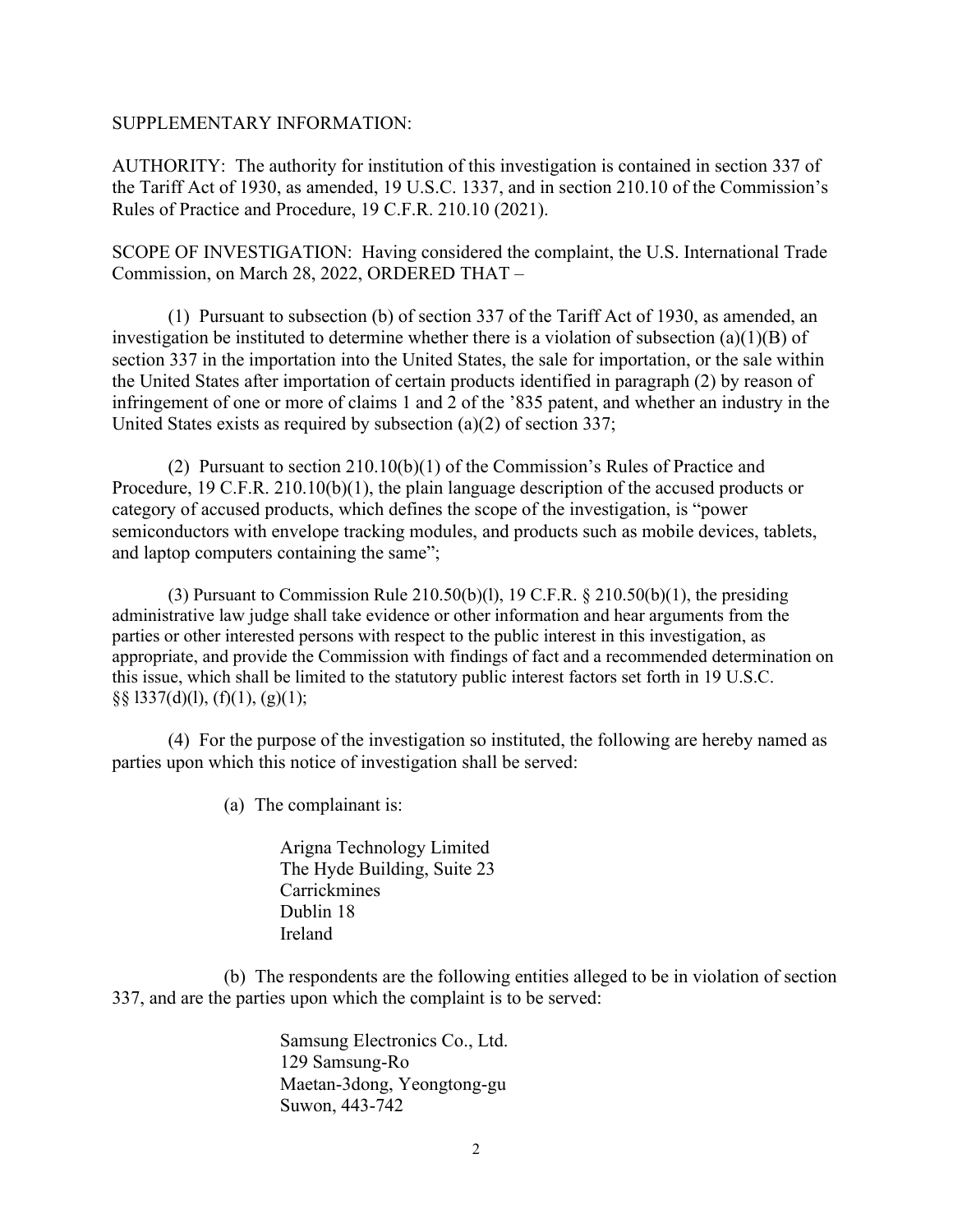SUPPLEMENTARY INFORMATION:

AUTHORITY: The authority for institution of this investigation is contained in section 337 of the Tariff Act of 1930, as amended, 19 U.S.C. 1337, and in section 210.10 of the Commission's Rules of Practice and Procedure, 19 C.F.R. 210.10 (2021).

SCOPE OF INVESTIGATION: Having considered the complaint, the U.S. International Trade Commission, on March 28, 2022, ORDERED THAT –

(1) Pursuant to subsection (b) of section 337 of the Tariff Act of 1930, as amended, an investigation be instituted to determine whether there is a violation of subsection (a)(1)(B) of section 337 in the importation into the United States, the sale for importation, or the sale within the United States after importation of certain products identified in paragraph (2) by reason of infringement of one or more of claims 1 and 2 of the '835 patent, and whether an industry in the United States exists as required by subsection (a)(2) of section 337;

(2) Pursuant to section 210.10(b)(1) of the Commission's Rules of Practice and Procedure, 19 C.F.R. 210.10(b)(1), the plain language description of the accused products or category of accused products, which defines the scope of the investigation, is "power semiconductors with envelope tracking modules, and products such as mobile devices, tablets, and laptop computers containing the same";

(3) Pursuant to Commission Rule 210.50(b)(l), 19 C.F.R. § 210.50(b)(1), the presiding administrative law judge shall take evidence or other information and hear arguments from the parties or other interested persons with respect to the public interest in this investigation, as appropriate, and provide the Commission with findings of fact and a recommended determination on this issue, which shall be limited to the statutory public interest factors set forth in 19 U.S.C. §§ l337(d)(l), (f)(1), (g)(1);

(4) For the purpose of the investigation so instituted, the following are hereby named as parties upon which this notice of investigation shall be served:

(a) The complainant is:

Arigna Technology Limited
The Hyde Building, Suite 23
Carrickmines
Dublin 18
Ireland

(b) The respondents are the following entities alleged to be in violation of section 337, and are the parties upon which the complaint is to be served:

Samsung Electronics Co., Ltd.
129 Samsung-Ro
Maetan-3dong, Yeongtong-gu
Suwon, 443-742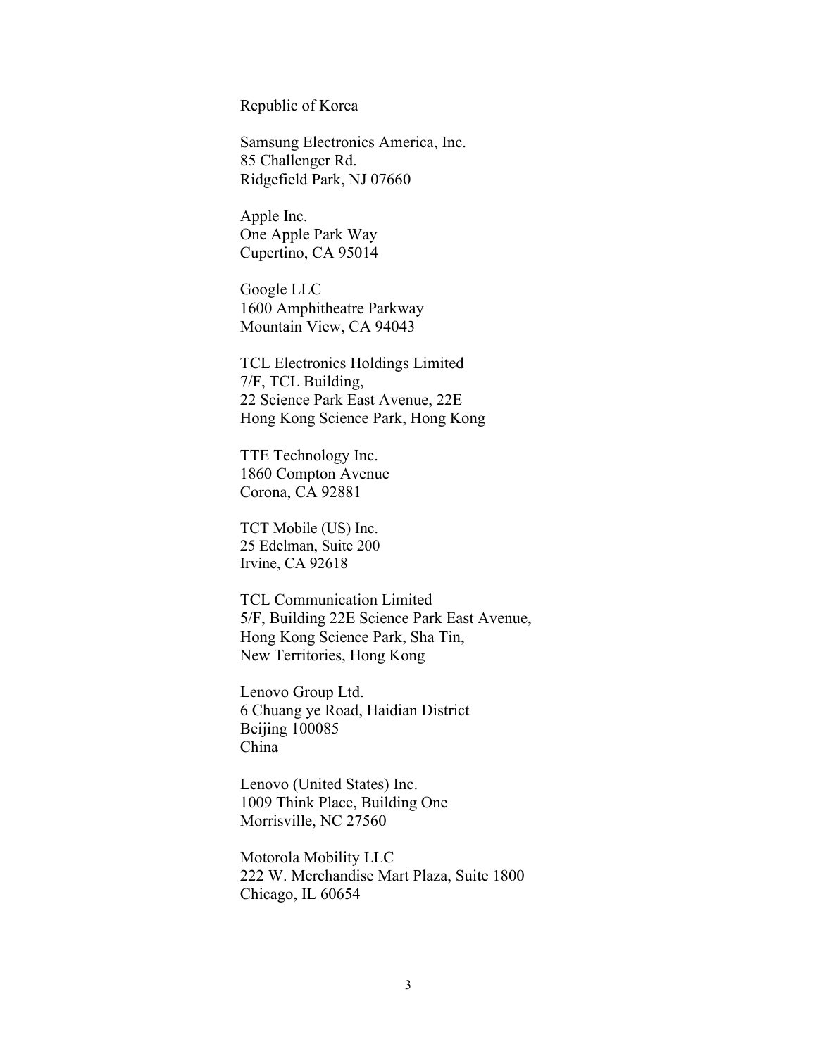Republic of Korea

Samsung Electronics America, Inc.
85 Challenger Rd.
Ridgefield Park, NJ 07660

Apple Inc.
One Apple Park Way
Cupertino, CA 95014

Google LLC
1600 Amphitheatre Parkway
Mountain View, CA 94043

TCL Electronics Holdings Limited
7/F, TCL Building,
22 Science Park East Avenue, 22E
Hong Kong Science Park, Hong Kong

TTE Technology Inc.
1860 Compton Avenue
Corona, CA 92881

TCT Mobile (US) Inc.
25 Edelman, Suite 200
Irvine, CA 92618

TCL Communication Limited
5/F, Building 22E Science Park East Avenue,
Hong Kong Science Park, Sha Tin,
New Territories, Hong Kong

Lenovo Group Ltd.
6 Chuang ye Road, Haidian District
Beijing 100085
China

Lenovo (United States) Inc.
1009 Think Place, Building One
Morrisville, NC 27560

Motorola Mobility LLC
222 W. Merchandise Mart Plaza, Suite 1800
Chicago, IL 60654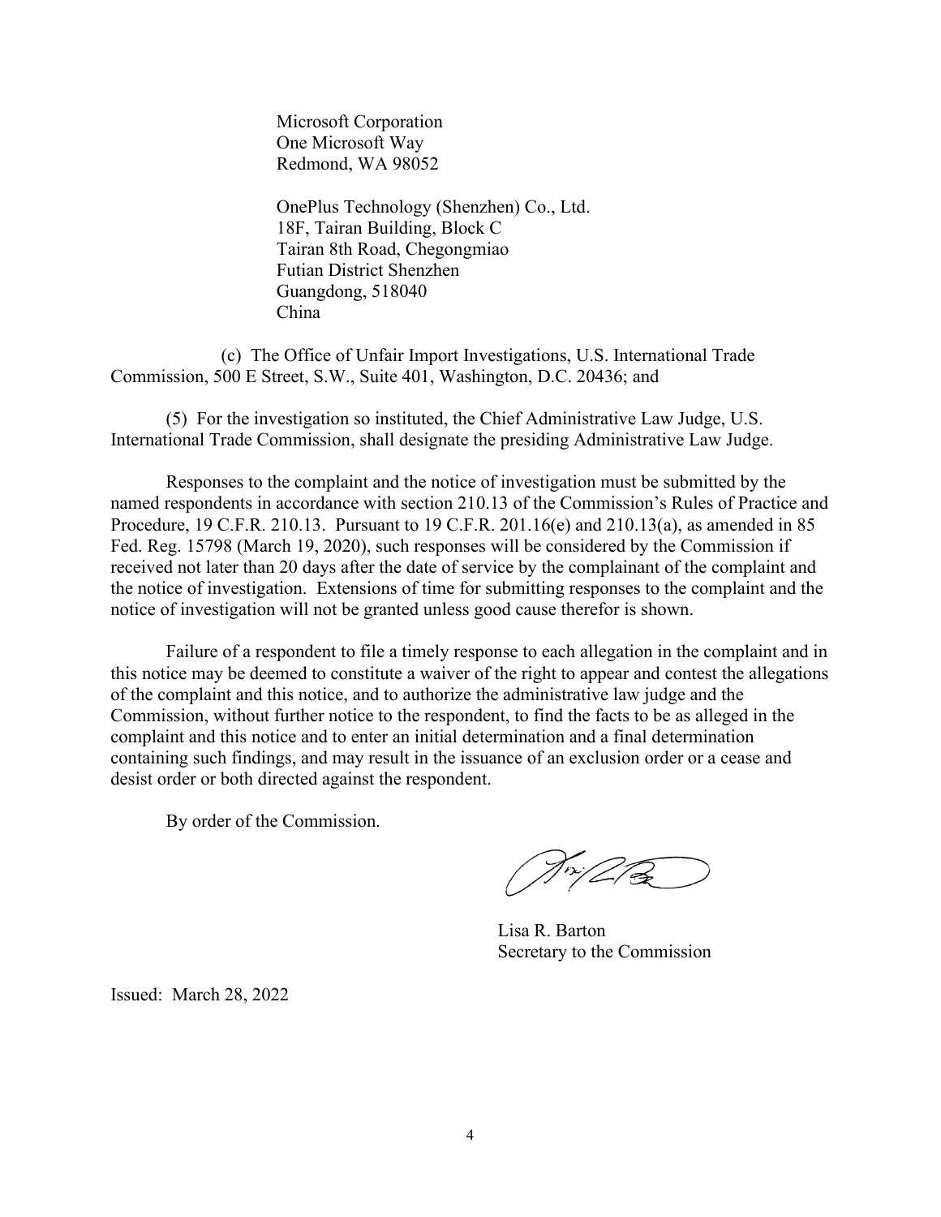Microsoft Corporation
One Microsoft Way
Redmond, WA 98052

OnePlus Technology (Shenzhen) Co., Ltd.
18F, Tairan Building, Block C
Tairan 8th Road, Chegongmiao
Futian District Shenzhen
Guangdong, 518040
China

(c) The Office of Unfair Import Investigations, U.S. International Trade Commission, 500 E Street, S.W., Suite 401, Washington, D.C. 20436; and

(5) For the investigation so instituted, the Chief Administrative Law Judge, U.S. International Trade Commission, shall designate the presiding Administrative Law Judge.

Responses to the complaint and the notice of investigation must be submitted by the named respondents in accordance with section 210.13 of the Commission's Rules of Practice and Procedure, 19 C.F.R. 210.13. Pursuant to 19 C.F.R. 201.16(e) and 210.13(a), as amended in 85 Fed. Reg. 15798 (March 19, 2020), such responses will be considered by the Commission if received not later than 20 days after the date of service by the complainant of the complaint and the notice of investigation. Extensions of time for submitting responses to the complaint and the notice of investigation will not be granted unless good cause therefor is shown.

Failure of a respondent to file a timely response to each allegation in the complaint and in this notice may be deemed to constitute a waiver of the right to appear and contest the allegations of the complaint and this notice, and to authorize the administrative law judge and the Commission, without further notice to the respondent, to find the facts to be as alleged in the complaint and this notice and to enter an initial determination and a final determination containing such findings, and may result in the issuance of an exclusion order or a cease and desist order or both directed against the respondent.

By order of the Commission.

Lisa R. Barton
Secretary to the Commission

Issued: March 28, 2022